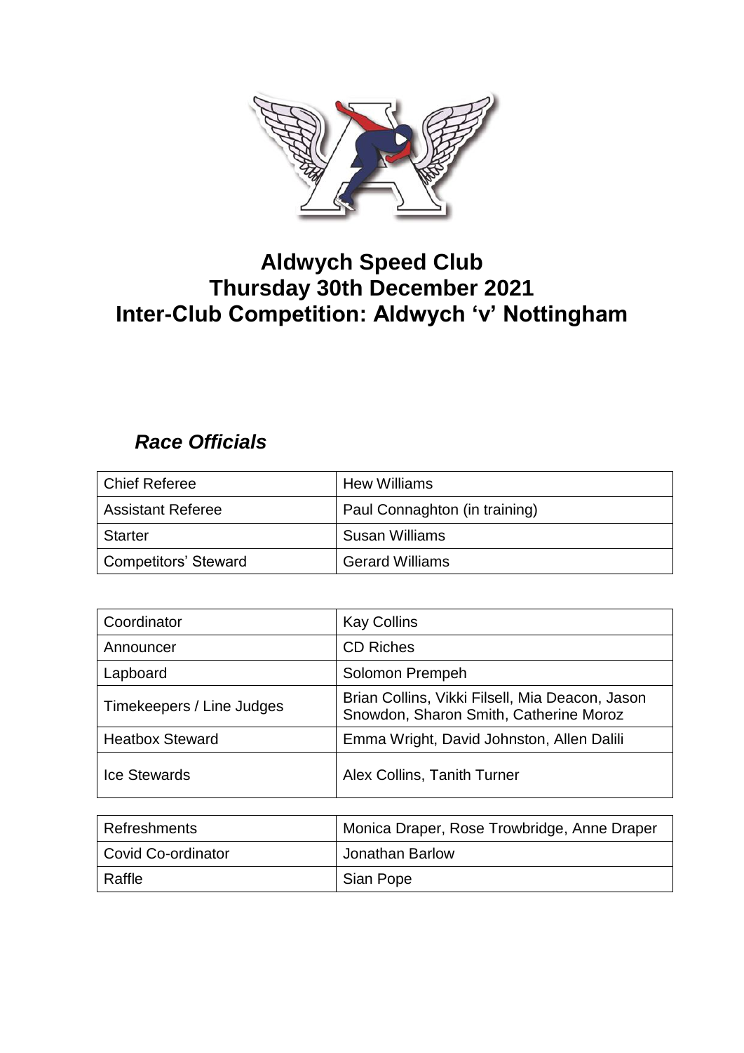# Aldwych Speed Club
# Thursday 30th December 2021
# Inter-Club Competition: Aldwych 'v' Nottingham

## *Race Officials*

| | |
|---|---|
| Chief Referee | Hew Williams |
| Assistant Referee | Paul Connaghton (in training) |
| Starter | Susan Williams |
| Competitors' Steward | Gerard Williams |

| | |
|---|---|
| Coordinator | Kay Collins |
| Announcer | CD Riches |
| Lapboard | Solomon Prempeh |
| Timekeepers / Line Judges | Brian Collins, Vikki Filsell, Mia Deacon, Jason Snowdon, Sharon Smith, Catherine Moroz |
| Heatbox Steward | Emma Wright, David Johnston, Allen Dalili |
| Ice Stewards | Alex Collins, Tanith Turner |

| | |
|---|---|
| Refreshments | Monica Draper, Rose Trowbridge, Anne Draper |
| Covid Co-ordinator | Jonathan Barlow |
| Raffle | Sian Pope |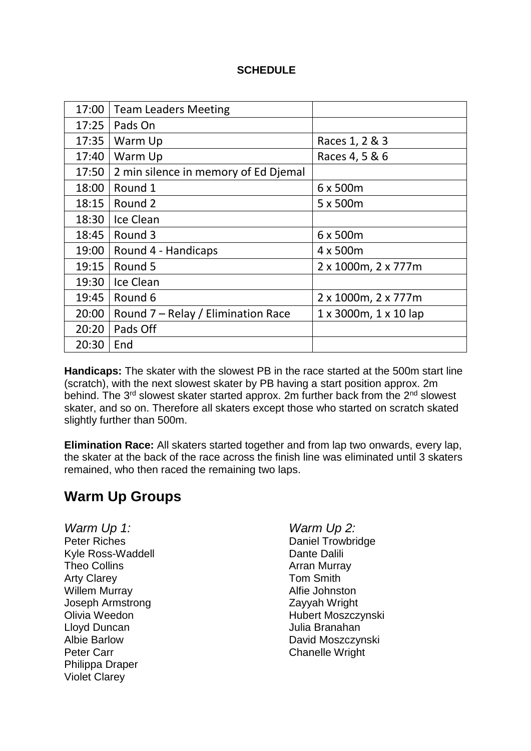**SCHEDULE**

| | | |
|---|---|---|
| 17:00 | Team Leaders Meeting | |
| 17:25 | Pads On | |
| 17:35 | Warm Up | Races 1, 2 & 3 |
| 17:40 | Warm Up | Races 4, 5 & 6 |
| 17:50 | 2 min silence in memory of Ed Djemal | |
| 18:00 | Round 1 | 6 x 500m |
| 18:15 | Round 2 | 5 x 500m |
| 18:30 | Ice Clean | |
| 18:45 | Round 3 | 6 x 500m |
| 19:00 | Round 4 - Handicaps | 4 x 500m |
| 19:15 | Round 5 | 2 x 1000m, 2 x 777m |
| 19:30 | Ice Clean | |
| 19:45 | Round 6 | 2 x 1000m, 2 x 777m |
| 20:00 | Round 7 – Relay / Elimination Race | 1 x 3000m, 1 x 10 lap |
| 20:20 | Pads Off | |
| 20:30 | End | |

**Handicaps:** The skater with the slowest PB in the race started at the 500m start line (scratch), with the next slowest skater by PB having a start position approx. 2m behind. The 3rd slowest skater started approx. 2m further back from the 2nd slowest skater, and so on. Therefore all skaters except those who started on scratch skated slightly further than 500m.

**Elimination Race:** All skaters started together and from lap two onwards, every lap, the skater at the back of the race across the finish line was eliminated until 3 skaters remained, who then raced the remaining two laps.

## Warm Up Groups

*Warm Up 1:*
Peter Riches
Kyle Ross-Waddell
Theo Collins
Arty Clarey
Willem Murray
Joseph Armstrong
Olivia Weedon
Lloyd Duncan
Albie Barlow
Peter Carr
Philippa Draper
Violet Clarey

*Warm Up 2:*
Daniel Trowbridge
Dante Dalili
Arran Murray
Tom Smith
Alfie Johnston
Zayyah Wright
Hubert Moszczynski
Julia Branahan
David Moszczynski
Chanelle Wright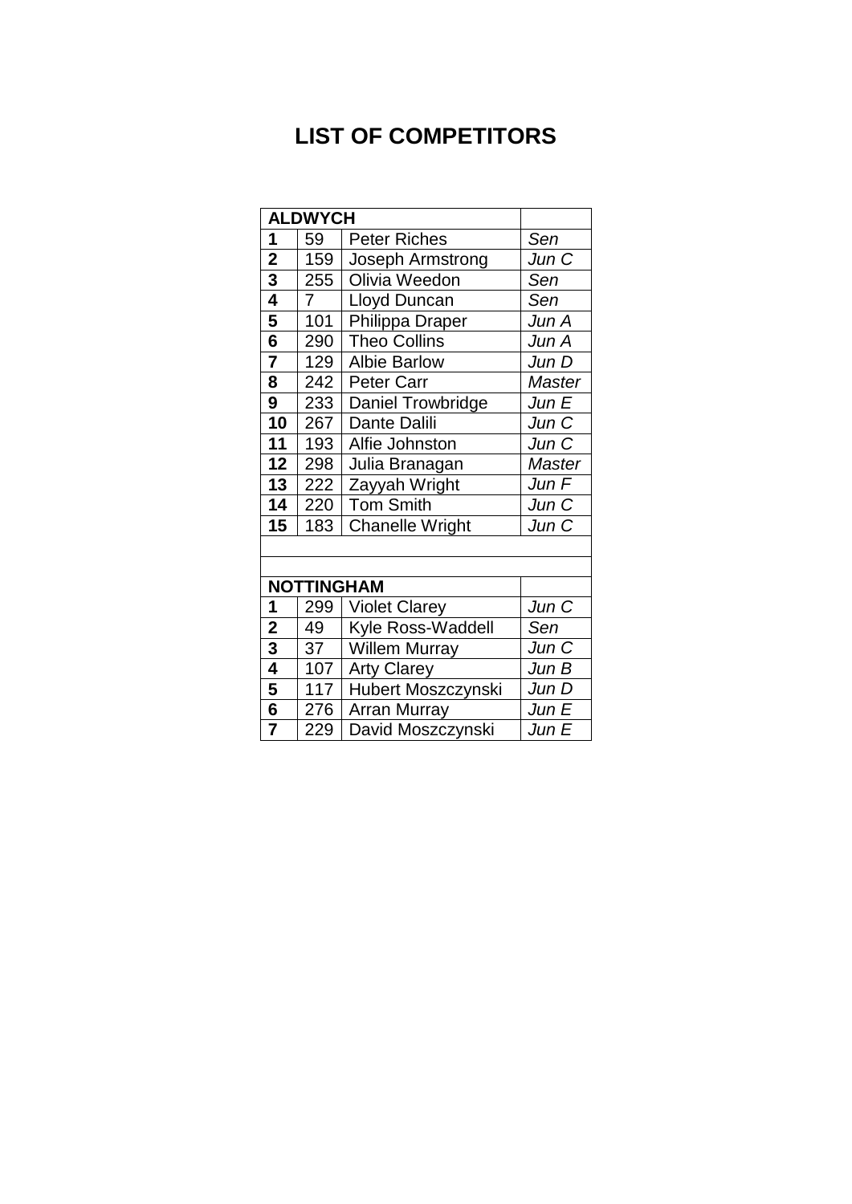# LIST OF COMPETITORS

| **ALDWYCH** | | | |
|---|---|---|---|
| **1** | 59 | Peter Riches | *Sen* |
| **2** | 159 | Joseph Armstrong | *Jun C* |
| **3** | 255 | Olivia Weedon | *Sen* |
| **4** | 7 | Lloyd Duncan | *Sen* |
| **5** | 101 | Philippa Draper | *Jun A* |
| **6** | 290 | Theo Collins | *Jun A* |
| **7** | 129 | Albie Barlow | *Jun D* |
| **8** | 242 | Peter Carr | *Master* |
| **9** | 233 | Daniel Trowbridge | *Jun E* |
| **10** | 267 | Dante Dalili | *Jun C* |
| **11** | 193 | Alfie Johnston | *Jun C* |
| **12** | 298 | Julia Branagan | *Master* |
| **13** | 222 | Zayyah Wright | *Jun F* |
| **14** | 220 | Tom Smith | *Jun C* |
| **15** | 183 | Chanelle Wright | *Jun C* |
| | | | |
| | | | |
| **NOTTINGHAM** | | | |
| **1** | 299 | Violet Clarey | *Jun C* |
| **2** | 49 | Kyle Ross-Waddell | *Sen* |
| **3** | 37 | Willem Murray | *Jun C* |
| **4** | 107 | Arty Clarey | *Jun B* |
| **5** | 117 | Hubert Moszczynski | *Jun D* |
| **6** | 276 | Arran Murray | *Jun E* |
| **7** | 229 | David Moszczynski | *Jun E* |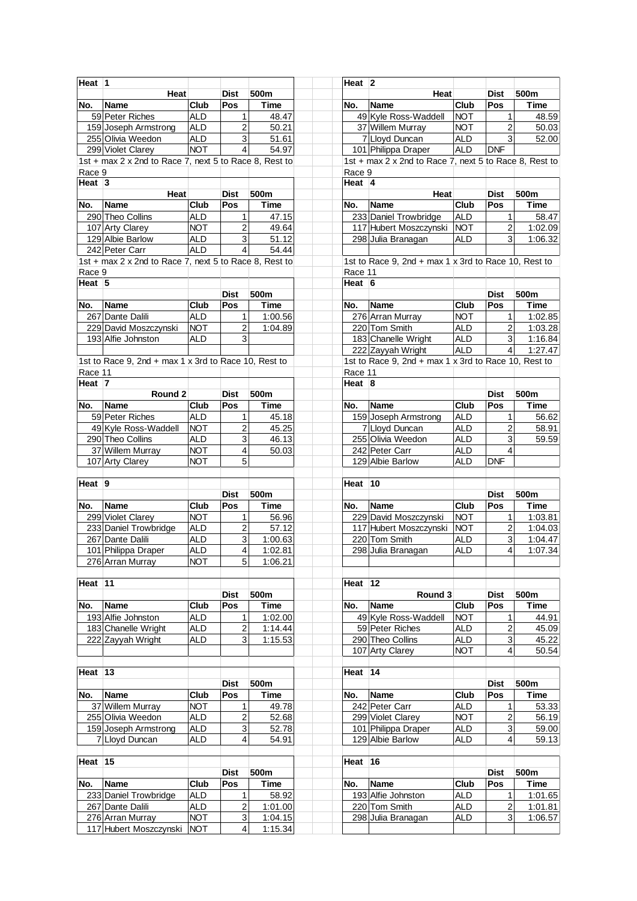## Heat 1

| No. | Name | Club | Pos | 500m Time |
|---|---|---|---|---|
| | **Heat** | | **Dist** | |
| 59 | Peter Riches | ALD | 1 | 48.47 |
| 159 | Joseph Armstrong | ALD | 2 | 50.21 |
| 255 | Olivia Weedon | ALD | 3 | 51.61 |
| 299 | Violet Clarey | NOT | 4 | 54.97 |

1st + max 2 x 2nd to Race 7, next 5 to Race 8, Rest to Race 9

## Heat 2

| No. | Name | Club | Pos | 500m Time |
|---|---|---|---|---|
| | **Heat** | | **Dist** | |
| 49 | Kyle Ross-Waddell | NOT | 1 | 48.59 |
| 37 | Willem Murray | NOT | 2 | 50.03 |
| 7 | Lloyd Duncan | ALD | 3 | 52.00 |
| 101 | Philippa Draper | ALD | DNF | |

1st + max 2 x 2nd to Race 7, next 5 to Race 8, Rest to Race 9

## Heat 3

| No. | Name | Club | Pos | 500m Time |
|---|---|---|---|---|
| | **Heat** | | **Dist** | |
| 290 | Theo Collins | ALD | 1 | 47.15 |
| 107 | Arty Clarey | NOT | 2 | 49.64 |
| 129 | Albie Barlow | ALD | 3 | 51.12 |
| 242 | Peter Carr | ALD | 4 | 54.44 |

1st + max 2 x 2nd to Race 7, next 5 to Race 8, Rest to Race 9

## Heat 4

| No. | Name | Club | Pos | 500m Time |
|---|---|---|---|---|
| | **Heat** | | **Dist** | |
| 233 | Daniel Trowbridge | ALD | 1 | 58.47 |
| 117 | Hubert Moszczynski | NOT | 2 | 1:02.09 |
| 298 | Julia Branagan | ALD | 3 | 1:06.32 |

1st to Race 9, 2nd + max 1 x 3rd to Race 10, Rest to Race 11

## Heat 5

| No. | Name | Club | Pos | 500m Time |
|---|---|---|---|---|
| 267 | Dante Dalili | ALD | 1 | 1:00.56 |
| 229 | David Moszczynski | NOT | 2 | 1:04.89 |
| 193 | Alfie Johnston | ALD | 3 | |

1st to Race 9, 2nd + max 1 x 3rd to Race 10, Rest to Race 11

## Heat 6

| No. | Name | Club | Pos | 500m Time |
|---|---|---|---|---|
| 276 | Arran Murray | NOT | 1 | 1:02.85 |
| 220 | Tom Smith | ALD | 2 | 1:03.28 |
| 183 | Chanelle Wright | ALD | 3 | 1:16.84 |
| 222 | Zayyah Wright | ALD | 4 | 1:27.47 |

1st to Race 9, 2nd + max 1 x 3rd to Race 10, Rest to Race 11

## Heat 7

| No. | Name | Club | Pos | 500m Time |
|---|---|---|---|---|
| | **Round 2** | | **Dist** | |
| 59 | Peter Riches | ALD | 1 | 45.18 |
| 49 | Kyle Ross-Waddell | NOT | 2 | 45.25 |
| 290 | Theo Collins | ALD | 3 | 46.13 |
| 37 | Willem Murray | NOT | 4 | 50.03 |
| 107 | Arty Clarey | NOT | 5 | |

## Heat 8

| No. | Name | Club | Pos | 500m Time |
|---|---|---|---|---|
| 159 | Joseph Armstrong | ALD | 1 | 56.62 |
| 7 | Lloyd Duncan | ALD | 2 | 58.91 |
| 255 | Olivia Weedon | ALD | 3 | 59.59 |
| 242 | Peter Carr | ALD | 4 | |
| 129 | Albie Barlow | ALD | DNF | |

## Heat 9

| No. | Name | Club | Pos | 500m Time |
|---|---|---|---|---|
| 299 | Violet Clarey | NOT | 1 | 56.96 |
| 233 | Daniel Trowbridge | ALD | 2 | 57.12 |
| 267 | Dante Dalili | ALD | 3 | 1:00.63 |
| 101 | Philippa Draper | ALD | 4 | 1:02.81 |
| 276 | Arran Murray | NOT | 5 | 1:06.21 |

## Heat 10

| No. | Name | Club | Pos | 500m Time |
|---|---|---|---|---|
| 229 | David Moszczynski | NOT | 1 | 1:03.81 |
| 117 | Hubert Moszczynski | NOT | 2 | 1:04.03 |
| 220 | Tom Smith | ALD | 3 | 1:04.47 |
| 298 | Julia Branagan | ALD | 4 | 1:07.34 |

## Heat 11

| No. | Name | Club | Pos | 500m Time |
|---|---|---|---|---|
| 193 | Alfie Johnston | ALD | 1 | 1:02.00 |
| 183 | Chanelle Wright | ALD | 2 | 1:14.44 |
| 222 | Zayyah Wright | ALD | 3 | 1:15.53 |

## Heat 12

| No. | Name | Club | Pos | 500m Time |
|---|---|---|---|---|
| | **Round 3** | | **Dist** | |
| 49 | Kyle Ross-Waddell | NOT | 1 | 44.91 |
| 59 | Peter Riches | ALD | 2 | 45.09 |
| 290 | Theo Collins | ALD | 3 | 45.22 |
| 107 | Arty Clarey | NOT | 4 | 50.54 |

## Heat 13

| No. | Name | Club | Pos | 500m Time |
|---|---|---|---|---|
| 37 | Willem Murray | NOT | 1 | 49.78 |
| 255 | Olivia Weedon | ALD | 2 | 52.68 |
| 159 | Joseph Armstrong | ALD | 3 | 52.78 |
| 7 | Lloyd Duncan | ALD | 4 | 54.91 |

## Heat 14

| No. | Name | Club | Pos | 500m Time |
|---|---|---|---|---|
| 242 | Peter Carr | ALD | 1 | 53.33 |
| 299 | Violet Clarey | NOT | 2 | 56.19 |
| 101 | Philippa Draper | ALD | 3 | 59.00 |
| 129 | Albie Barlow | ALD | 4 | 59.13 |

## Heat 15

| No. | Name | Club | Pos | 500m Time |
|---|---|---|---|---|
| 233 | Daniel Trowbridge | ALD | 1 | 58.92 |
| 267 | Dante Dalili | ALD | 2 | 1:01.00 |
| 276 | Arran Murray | NOT | 3 | 1:04.15 |
| 117 | Hubert Moszczynski | NOT | 4 | 1:15.34 |

## Heat 16

| No. | Name | Club | Pos | 500m Time |
|---|---|---|---|---|
| 193 | Alfie Johnston | ALD | 1 | 1:01.65 |
| 220 | Tom Smith | ALD | 2 | 1:01.81 |
| 298 | Julia Branagan | ALD | 3 | 1:06.57 |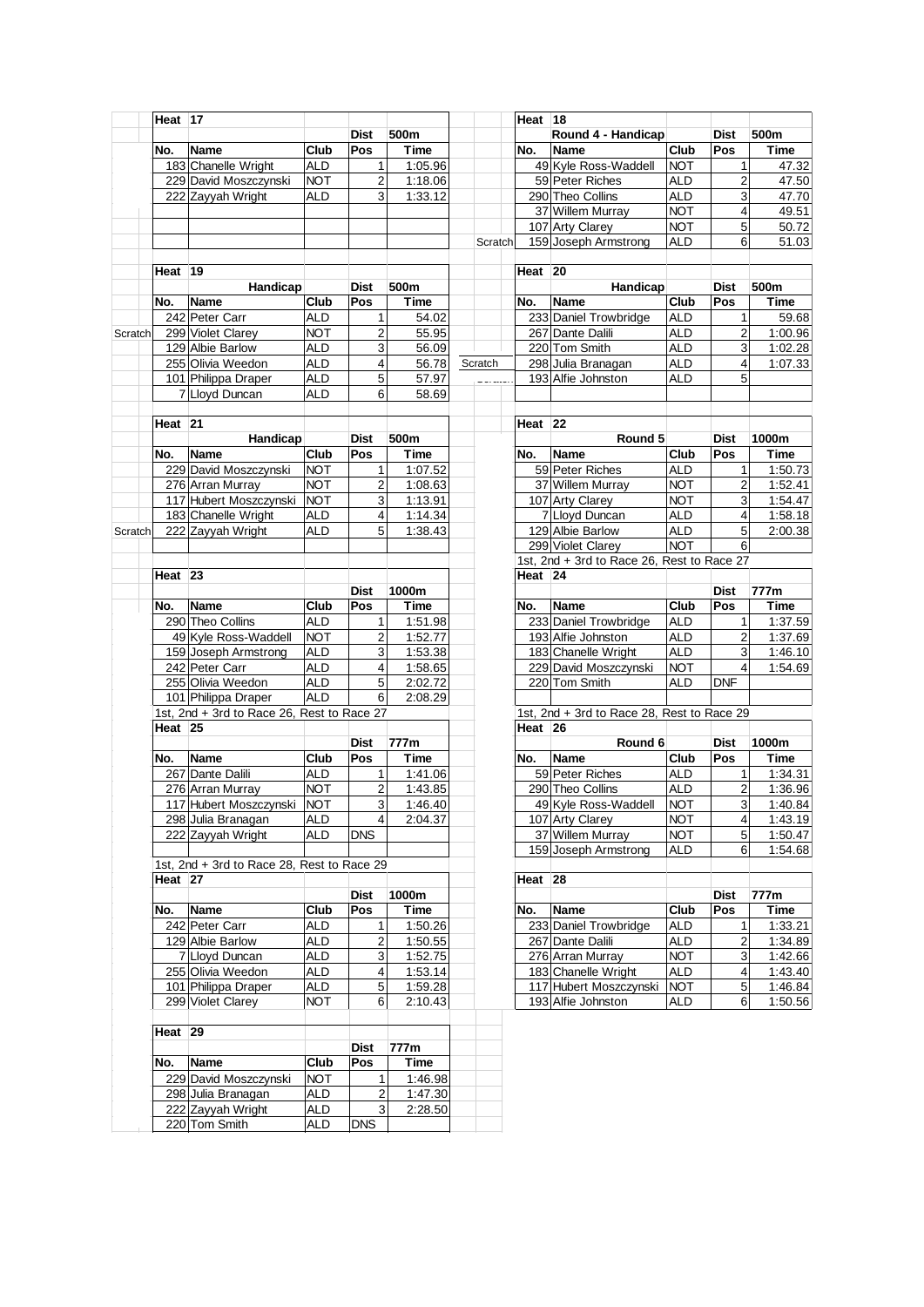## Heat 17

| No. | Name | Club | Dist Pos | 500m Time |
|---|---|---|---|---|
| 183 | Chanelle Wright | ALD | 1 | 1:05.96 |
| 229 | David Moszczynski | NOT | 2 | 1:18.06 |
| 222 | Zayyah Wright | ALD | 3 | 1:33.12 |

## Heat 18

Round 4 - Handicap

| | No. | Name | Club | Dist Pos | 500m Time |
|---|---|---|---|---|---|
| | 49 | Kyle Ross-Waddell | NOT | 1 | 47.32 |
| | 59 | Peter Riches | ALD | 2 | 47.50 |
| | 290 | Theo Collins | ALD | 3 | 47.70 |
| | 37 | Willem Murray | NOT | 4 | 49.51 |
| | 107 | Arty Clarey | NOT | 5 | 50.72 |
| Scratch | 159 | Joseph Armstrong | ALD | 6 | 51.03 |

## Heat 19

Handicap

| | No. | Name | Club | Dist Pos | 500m Time |
|---|---|---|---|---|---|
| | 242 | Peter Carr | ALD | 1 | 54.02 |
| Scratch | 299 | Violet Clarey | NOT | 2 | 55.95 |
| | 129 | Albie Barlow | ALD | 3 | 56.09 |
| | 255 | Olivia Weedon | ALD | 4 | 56.78 |
| | 101 | Philippa Draper | ALD | 5 | 57.97 |
| | 7 | Lloyd Duncan | ALD | 6 | 58.69 |

## Heat 20

Handicap

| | No. | Name | Club | Dist Pos | 500m Time |
|---|---|---|---|---|---|
| | 233 | Daniel Trowbridge | ALD | 1 | 59.68 |
| | 267 | Dante Dalili | ALD | 2 | 1:00.96 |
| | 220 | Tom Smith | ALD | 3 | 1:02.28 |
| Scratch | 298 | Julia Branagan | ALD | 4 | 1:07.33 |
| | 193 | Alfie Johnston | ALD | 5 | |

## Heat 21

Handicap

| | No. | Name | Club | Dist Pos | 500m Time |
|---|---|---|---|---|---|
| | 229 | David Moszczynski | NOT | 1 | 1:07.52 |
| | 276 | Arran Murray | NOT | 2 | 1:08.63 |
| | 117 | Hubert Moszczynski | NOT | 3 | 1:13.91 |
| | 183 | Chanelle Wright | ALD | 4 | 1:14.34 |
| Scratch | 222 | Zayyah Wright | ALD | 5 | 1:38.43 |

## Heat 22

Round 5

| No. | Name | Club | Dist Pos | 1000m Time |
|---|---|---|---|---|
| 59 | Peter Riches | ALD | 1 | 1:50.73 |
| 37 | Willem Murray | NOT | 2 | 1:52.41 |
| 107 | Arty Clarey | NOT | 3 | 1:54.47 |
| 7 | Lloyd Duncan | ALD | 4 | 1:58.18 |
| 129 | Albie Barlow | ALD | 5 | 2:00.38 |
| 299 | Violet Clarey | NOT | 6 | |

1st, 2nd + 3rd to Race 26, Rest to Race 27

## Heat 23

| No. | Name | Club | Dist Pos | 1000m Time |
|---|---|---|---|---|
| 290 | Theo Collins | ALD | 1 | 1:51.98 |
| 49 | Kyle Ross-Waddell | NOT | 2 | 1:52.77 |
| 159 | Joseph Armstrong | ALD | 3 | 1:53.38 |
| 242 | Peter Carr | ALD | 4 | 1:58.65 |
| 255 | Olivia Weedon | ALD | 5 | 2:02.72 |
| 101 | Philippa Draper | ALD | 6 | 2:08.29 |

1st, 2nd + 3rd to Race 26, Rest to Race 27

## Heat 24

| No. | Name | Club | Dist Pos | 777m Time |
|---|---|---|---|---|
| 233 | Daniel Trowbridge | ALD | 1 | 1:37.59 |
| 193 | Alfie Johnston | ALD | 2 | 1:37.69 |
| 183 | Chanelle Wright | ALD | 3 | 1:46.10 |
| 229 | David Moszczynski | NOT | 4 | 1:54.69 |
| 220 | Tom Smith | ALD | DNF | |

1st, 2nd + 3rd to Race 28, Rest to Race 29

## Heat 25

| No. | Name | Club | Dist Pos | 777m Time |
|---|---|---|---|---|
| 267 | Dante Dalili | ALD | 1 | 1:41.06 |
| 276 | Arran Murray | NOT | 2 | 1:43.85 |
| 117 | Hubert Moszczynski | NOT | 3 | 1:46.40 |
| 298 | Julia Branagan | ALD | 4 | 2:04.37 |
| 222 | Zayyah Wright | ALD | DNS | |

1st, 2nd + 3rd to Race 28, Rest to Race 29

## Heat 26

Round 6

| No. | Name | Club | Dist Pos | 1000m Time |
|---|---|---|---|---|
| 59 | Peter Riches | ALD | 1 | 1:34.31 |
| 290 | Theo Collins | ALD | 2 | 1:36.96 |
| 49 | Kyle Ross-Waddell | NOT | 3 | 1:40.84 |
| 107 | Arty Clarey | NOT | 4 | 1:43.19 |
| 37 | Willem Murray | NOT | 5 | 1:50.47 |
| 159 | Joseph Armstrong | ALD | 6 | 1:54.68 |

## Heat 27

| No. | Name | Club | Dist Pos | 1000m Time |
|---|---|---|---|---|
| 242 | Peter Carr | ALD | 1 | 1:50.26 |
| 129 | Albie Barlow | ALD | 2 | 1:50.55 |
| 7 | Lloyd Duncan | ALD | 3 | 1:52.75 |
| 255 | Olivia Weedon | ALD | 4 | 1:53.14 |
| 101 | Philippa Draper | ALD | 5 | 1:59.28 |
| 299 | Violet Clarey | NOT | 6 | 2:10.43 |

## Heat 28

| No. | Name | Club | Dist Pos | 777m Time |
|---|---|---|---|---|
| 233 | Daniel Trowbridge | ALD | 1 | 1:33.21 |
| 267 | Dante Dalili | ALD | 2 | 1:34.89 |
| 276 | Arran Murray | NOT | 3 | 1:42.66 |
| 183 | Chanelle Wright | ALD | 4 | 1:43.40 |
| 117 | Hubert Moszczynski | NOT | 5 | 1:46.84 |
| 193 | Alfie Johnston | ALD | 6 | 1:50.56 |

## Heat 29

| No. | Name | Club | Dist Pos | 777m Time |
|---|---|---|---|---|
| 229 | David Moszczynski | NOT | 1 | 1:46.98 |
| 298 | Julia Branagan | ALD | 2 | 1:47.30 |
| 222 | Zayyah Wright | ALD | 3 | 2:28.50 |
| 220 | Tom Smith | ALD | DNS | |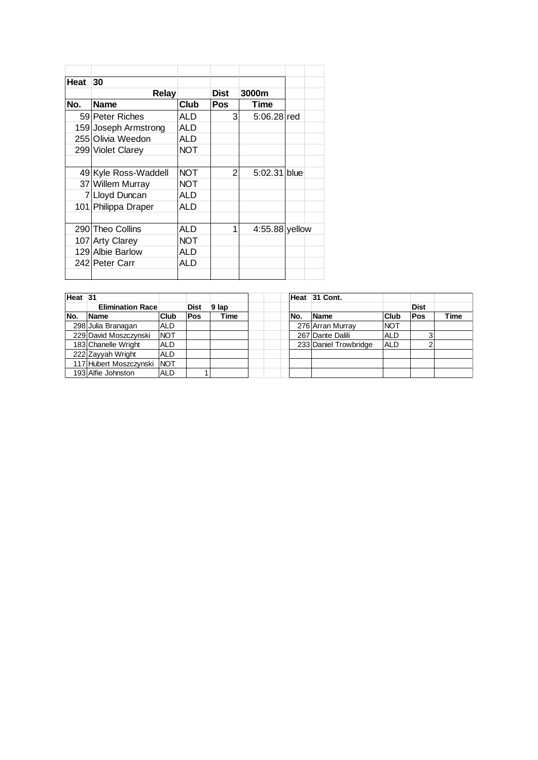| Heat | 30 | | | | |
|---|---|---|---|---|---|
| | Relay | | Dist | 3000m | |
| No. | Name | Club | Pos | Time | |
| 59 | Peter Riches | ALD | 3 | 5:06.28 | red |
| 159 | Joseph Armstrong | ALD | | | |
| 255 | Olivia Weedon | ALD | | | |
| 299 | Violet Clarey | NOT | | | |
| | | | | | |
| 49 | Kyle Ross-Waddell | NOT | 2 | 5:02.31 | blue |
| 37 | Willem Murray | NOT | | | |
| 7 | Lloyd Duncan | ALD | | | |
| 101 | Philippa Draper | ALD | | | |
| | | | | | |
| 290 | Theo Collins | ALD | 1 | 4:55.88 | yellow |
| 107 | Arty Clarey | NOT | | | |
| 129 | Albie Barlow | ALD | | | |
| 242 | Peter Carr | ALD | | | |

| Heat | 31 | | | |
|---|---|---|---|---|
| | Elimination Race | | Dist | 9 lap |
| No. | Name | Club | Pos | Time |
| 298 | Julia Branagan | ALD | | |
| 229 | David Moszczynski | NOT | | |
| 183 | Chanelle Wright | ALD | | |
| 222 | Zayyah Wright | ALD | | |
| 117 | Hubert Moszczynski | NOT | | |
| 193 | Alfie Johnston | ALD | 1 | |
| 276 | Arran Murray | NOT | | |
| 267 | Dante Dalili | ALD | 3 | |
| 233 | Daniel Trowbridge | ALD | 2 | |